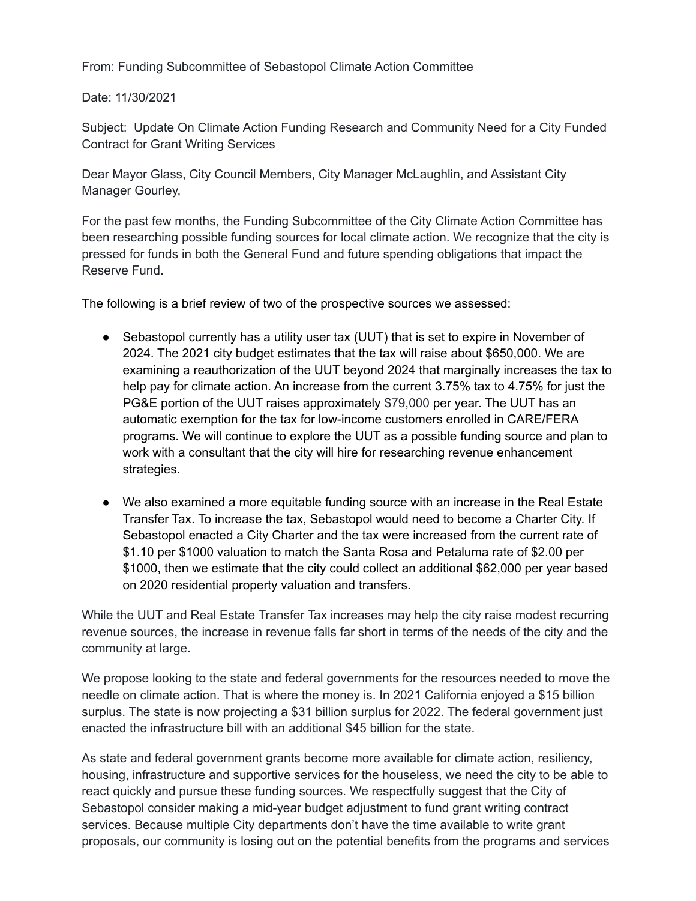From: Funding Subcommittee of Sebastopol Climate Action Committee

Date: 11/30/2021

Subject: Update On Climate Action Funding Research and Community Need for a City Funded Contract for Grant Writing Services

Dear Mayor Glass, City Council Members, City Manager McLaughlin, and Assistant City Manager Gourley,

For the past few months, the Funding Subcommittee of the City Climate Action Committee has been researching possible funding sources for local climate action. We recognize that the city is pressed for funds in both the General Fund and future spending obligations that impact the Reserve Fund.

The following is a brief review of two of the prospective sources we assessed:

- Sebastopol currently has a utility user tax (UUT) that is set to expire in November of 2024. The 2021 city budget estimates that the tax will raise about $650,000. We are examining a reauthorization of the UUT beyond 2024 that marginally increases the tax to help pay for climate action. An increase from the current 3.75% tax to 4.75% for just the PG&E portion of the UUT raises approximately $79,000 per year. The UUT has an automatic exemption for the tax for low-income customers enrolled in CARE/FERA programs. We will continue to explore the UUT as a possible funding source and plan to work with a consultant that the city will hire for researching revenue enhancement strategies.

- We also examined a more equitable funding source with an increase in the Real Estate Transfer Tax. To increase the tax, Sebastopol would need to become a Charter City. If Sebastopol enacted a City Charter and the tax were increased from the current rate of $1.10 per $1000 valuation to match the Santa Rosa and Petaluma rate of $2.00 per $1000, then we estimate that the city could collect an additional $62,000 per year based on 2020 residential property valuation and transfers.

While the UUT and Real Estate Transfer Tax increases may help the city raise modest recurring revenue sources, the increase in revenue falls far short in terms of the needs of the city and the community at large.

We propose looking to the state and federal governments for the resources needed to move the needle on climate action. That is where the money is. In 2021 California enjoyed a $15 billion surplus. The state is now projecting a $31 billion surplus for 2022. The federal government just enacted the infrastructure bill with an additional $45 billion for the state.

As state and federal government grants become more available for climate action, resiliency, housing, infrastructure and supportive services for the houseless, we need the city to be able to react quickly and pursue these funding sources. We respectfully suggest that the City of Sebastopol consider making a mid-year budget adjustment to fund grant writing contract services. Because multiple City departments don't have the time available to write grant proposals, our community is losing out on the potential benefits from the programs and services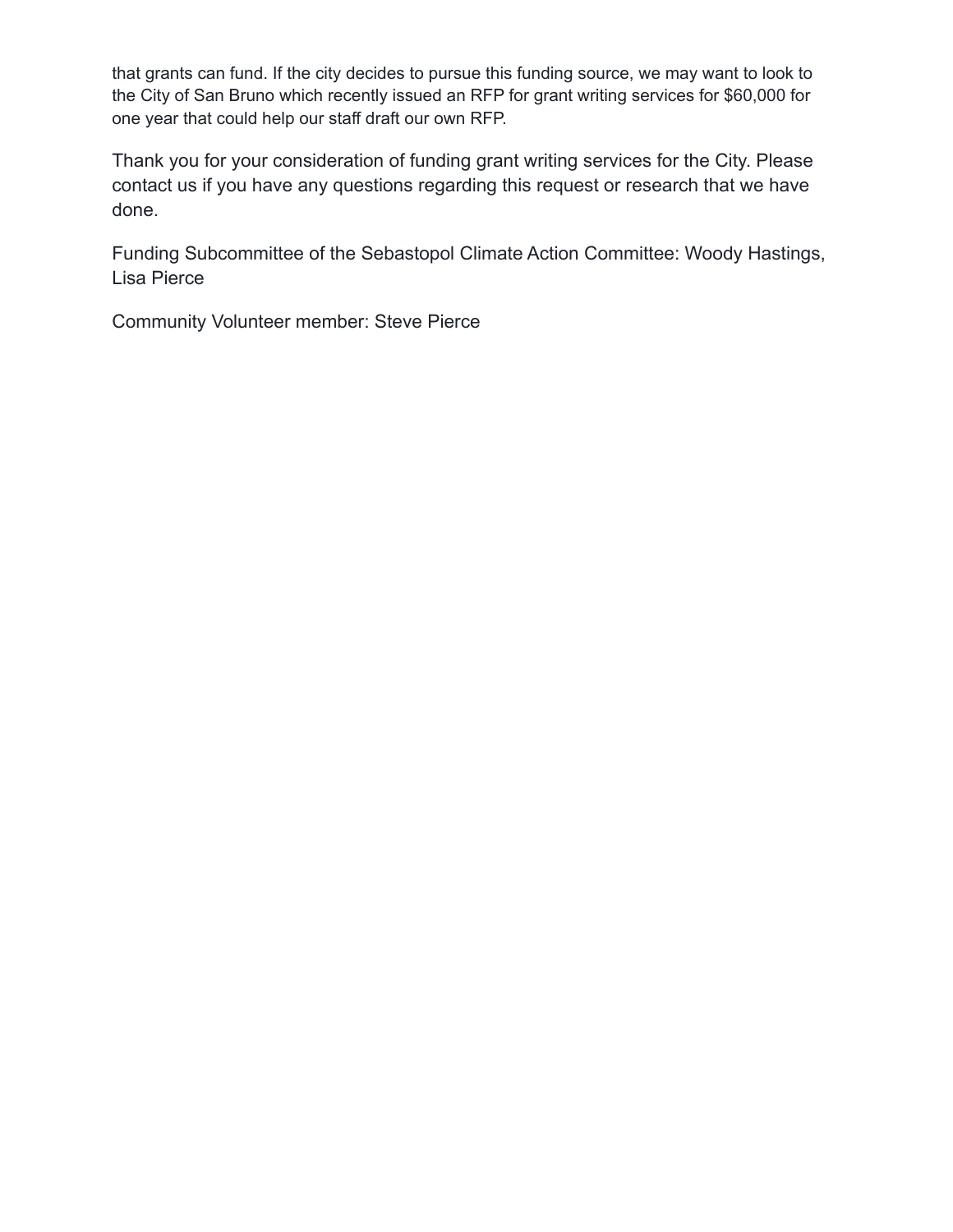that grants can fund. If the city decides to pursue this funding source, we may want to look to the City of San Bruno which recently issued an RFP for grant writing services for $60,000 for one year that could help our staff draft our own RFP.

Thank you for your consideration of funding grant writing services for the City. Please contact us if you have any questions regarding this request or research that we have done.

Funding Subcommittee of the Sebastopol Climate Action Committee: Woody Hastings, Lisa Pierce

Community Volunteer member: Steve Pierce